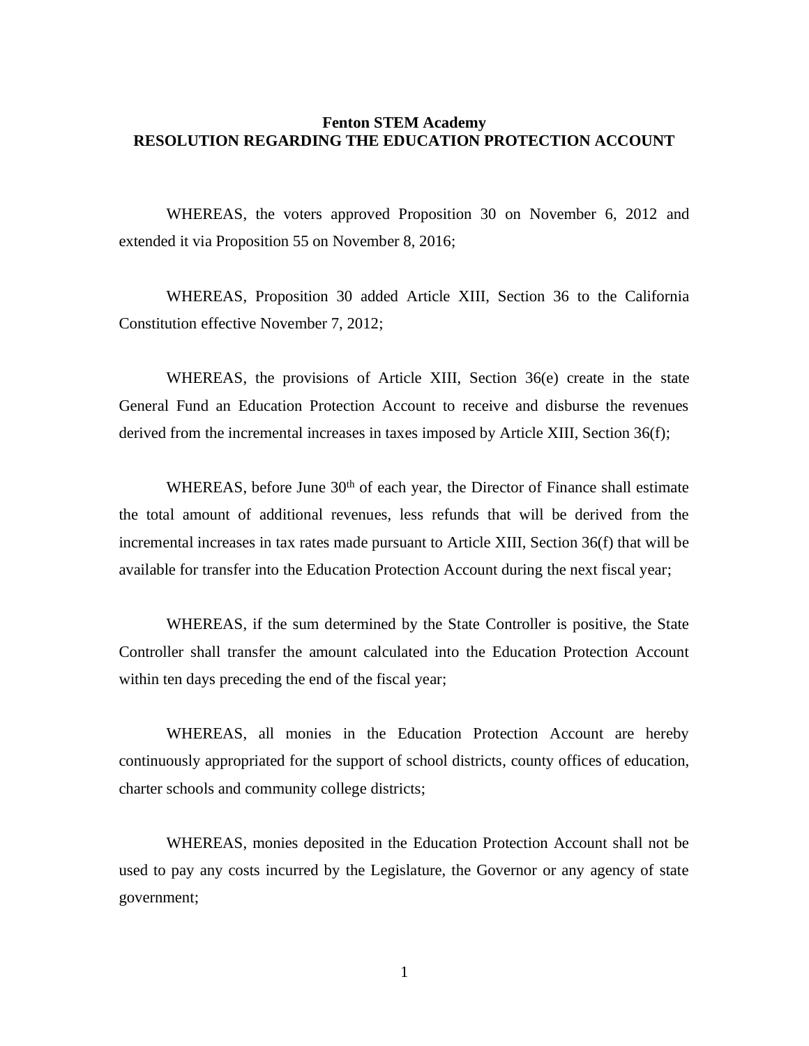# Fenton STEM Academy
## RESOLUTION REGARDING THE EDUCATION PROTECTION ACCOUNT

WHEREAS, the voters approved Proposition 30 on November 6, 2012 and extended it via Proposition 55 on November 8, 2016;

WHEREAS, Proposition 30 added Article XIII, Section 36 to the California Constitution effective November 7, 2012;

WHEREAS, the provisions of Article XIII, Section 36(e) create in the state General Fund an Education Protection Account to receive and disburse the revenues derived from the incremental increases in taxes imposed by Article XIII, Section 36(f);

WHEREAS, before June 30th of each year, the Director of Finance shall estimate the total amount of additional revenues, less refunds that will be derived from the incremental increases in tax rates made pursuant to Article XIII, Section 36(f) that will be available for transfer into the Education Protection Account during the next fiscal year;

WHEREAS, if the sum determined by the State Controller is positive, the State Controller shall transfer the amount calculated into the Education Protection Account within ten days preceding the end of the fiscal year;

WHEREAS, all monies in the Education Protection Account are hereby continuously appropriated for the support of school districts, county offices of education, charter schools and community college districts;

WHEREAS, monies deposited in the Education Protection Account shall not be used to pay any costs incurred by the Legislature, the Governor or any agency of state government;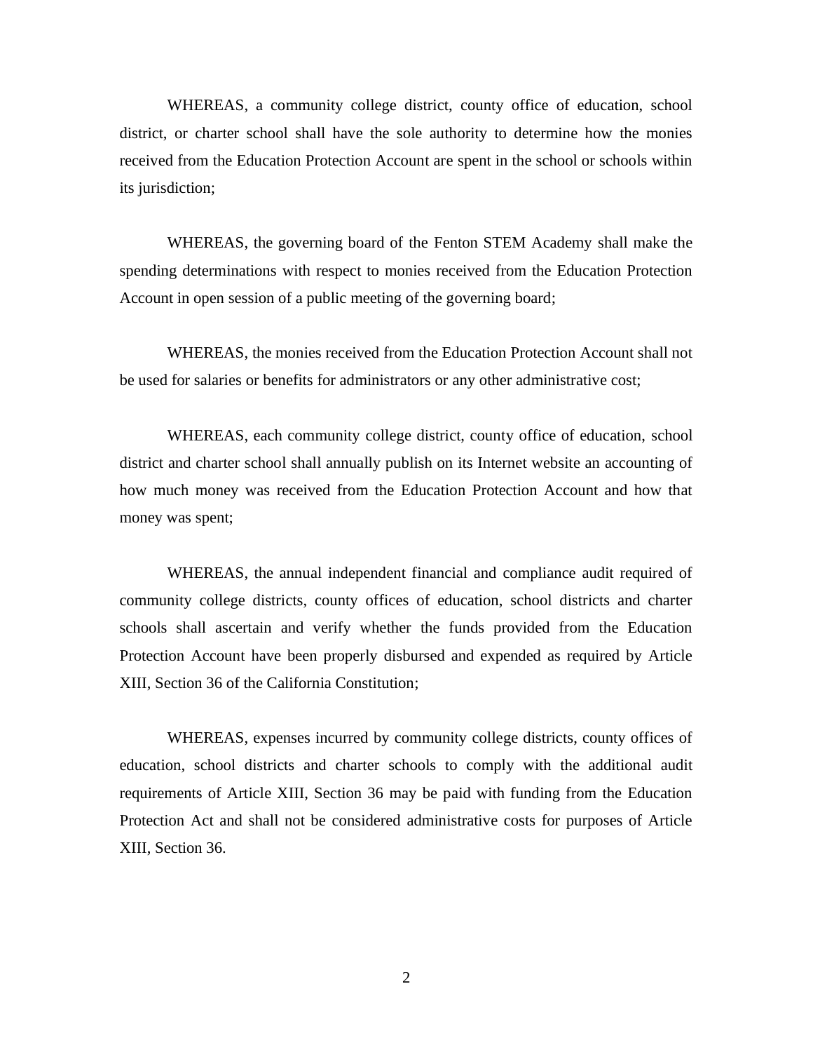WHEREAS, a community college district, county office of education, school district, or charter school shall have the sole authority to determine how the monies received from the Education Protection Account are spent in the school or schools within its jurisdiction;

WHEREAS, the governing board of the Fenton STEM Academy shall make the spending determinations with respect to monies received from the Education Protection Account in open session of a public meeting of the governing board;

WHEREAS, the monies received from the Education Protection Account shall not be used for salaries or benefits for administrators or any other administrative cost;

WHEREAS, each community college district, county office of education, school district and charter school shall annually publish on its Internet website an accounting of how much money was received from the Education Protection Account and how that money was spent;

WHEREAS, the annual independent financial and compliance audit required of community college districts, county offices of education, school districts and charter schools shall ascertain and verify whether the funds provided from the Education Protection Account have been properly disbursed and expended as required by Article XIII, Section 36 of the California Constitution;

WHEREAS, expenses incurred by community college districts, county offices of education, school districts and charter schools to comply with the additional audit requirements of Article XIII, Section 36 may be paid with funding from the Education Protection Act and shall not be considered administrative costs for purposes of Article XIII, Section 36.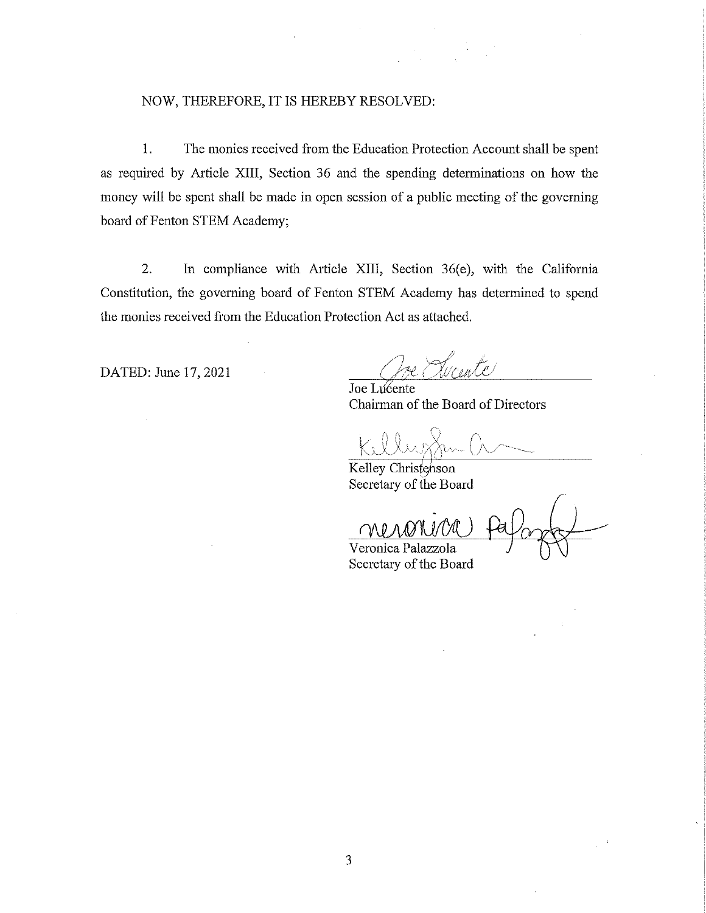NOW, THEREFORE, IT IS HEREBY RESOLVED:

1. The monies received from the Education Protection Account shall be spent as required by Article XIII, Section 36 and the spending determinations on how the money will be spent shall be made in open session of a public meeting of the governing board of Fenton STEM Academy;

2. In compliance with Article XIII, Section 36(e), with the California Constitution, the governing board of Fenton STEM Academy has determined to spend the monies received from the Education Protection Act as attached.

DATED: June 17, 2021

Joe Lucente
Chairman of the Board of Directors

Kelley Christenson
Secretary of the Board

Veronica Palazzola
Secretary of the Board